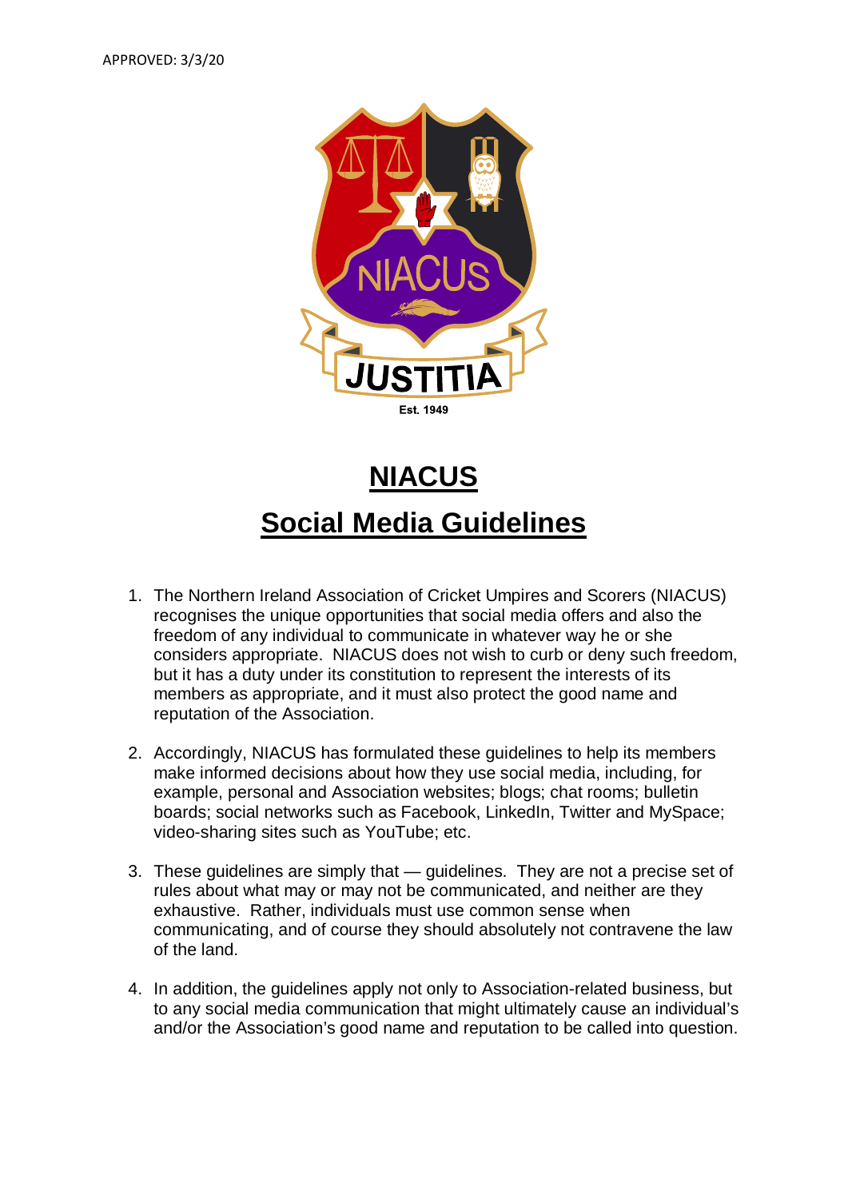APPROVED: 3/3/20

# NIACUS

## Social Media Guidelines

1. The Northern Ireland Association of Cricket Umpires and Scorers (NIACUS) recognises the unique opportunities that social media offers and also the freedom of any individual to communicate in whatever way he or she considers appropriate. NIACUS does not wish to curb or deny such freedom, but it has a duty under its constitution to represent the interests of its members as appropriate, and it must also protect the good name and reputation of the Association.

2. Accordingly, NIACUS has formulated these guidelines to help its members make informed decisions about how they use social media, including, for example, personal and Association websites; blogs; chat rooms; bulletin boards; social networks such as Facebook, LinkedIn, Twitter and MySpace; video-sharing sites such as YouTube; etc.

3. These guidelines are simply that — guidelines. They are not a precise set of rules about what may or may not be communicated, and neither are they exhaustive. Rather, individuals must use common sense when communicating, and of course they should absolutely not contravene the law of the land.

4. In addition, the guidelines apply not only to Association-related business, but to any social media communication that might ultimately cause an individual's and/or the Association's good name and reputation to be called into question.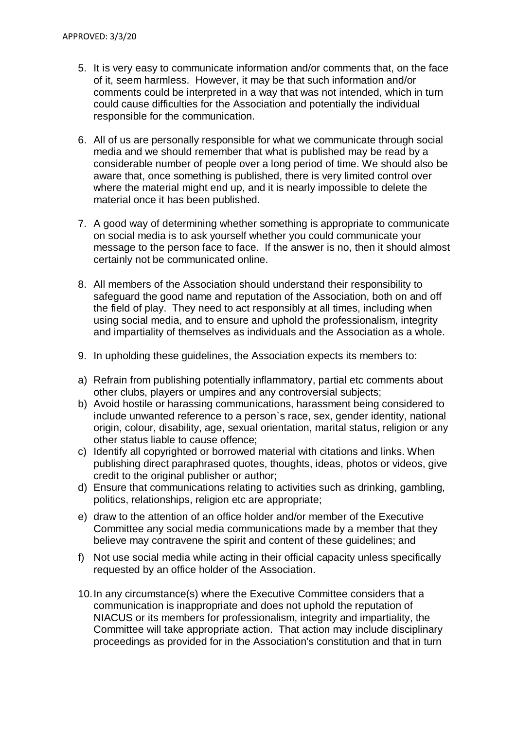5. It is very easy to communicate information and/or comments that, on the face of it, seem harmless. However, it may be that such information and/or comments could be interpreted in a way that was not intended, which in turn could cause difficulties for the Association and potentially the individual responsible for the communication.

6. All of us are personally responsible for what we communicate through social media and we should remember that what is published may be read by a considerable number of people over a long period of time. We should also be aware that, once something is published, there is very limited control over where the material might end up, and it is nearly impossible to delete the material once it has been published.

7. A good way of determining whether something is appropriate to communicate on social media is to ask yourself whether you could communicate your message to the person face to face. If the answer is no, then it should almost certainly not be communicated online.

8. All members of the Association should understand their responsibility to safeguard the good name and reputation of the Association, both on and off the field of play. They need to act responsibly at all times, including when using social media, and to ensure and uphold the professionalism, integrity and impartiality of themselves as individuals and the Association as a whole.

9. In upholding these guidelines, the Association expects its members to:

a) Refrain from publishing potentially inflammatory, partial etc comments about other clubs, players or umpires and any controversial subjects;
b) Avoid hostile or harassing communications, harassment being considered to include unwanted reference to a person`s race, sex, gender identity, national origin, colour, disability, age, sexual orientation, marital status, religion or any other status liable to cause offence;
c) Identify all copyrighted or borrowed material with citations and links. When publishing direct paraphrased quotes, thoughts, ideas, photos or videos, give credit to the original publisher or author;
d) Ensure that communications relating to activities such as drinking, gambling, politics, relationships, religion etc are appropriate;
e) draw to the attention of an office holder and/or member of the Executive Committee any social media communications made by a member that they believe may contravene the spirit and content of these guidelines; and
f) Not use social media while acting in their official capacity unless specifically requested by an office holder of the Association.

10. In any circumstance(s) where the Executive Committee considers that a communication is inappropriate and does not uphold the reputation of NIACUS or its members for professionalism, integrity and impartiality, the Committee will take appropriate action. That action may include disciplinary proceedings as provided for in the Association's constitution and that in turn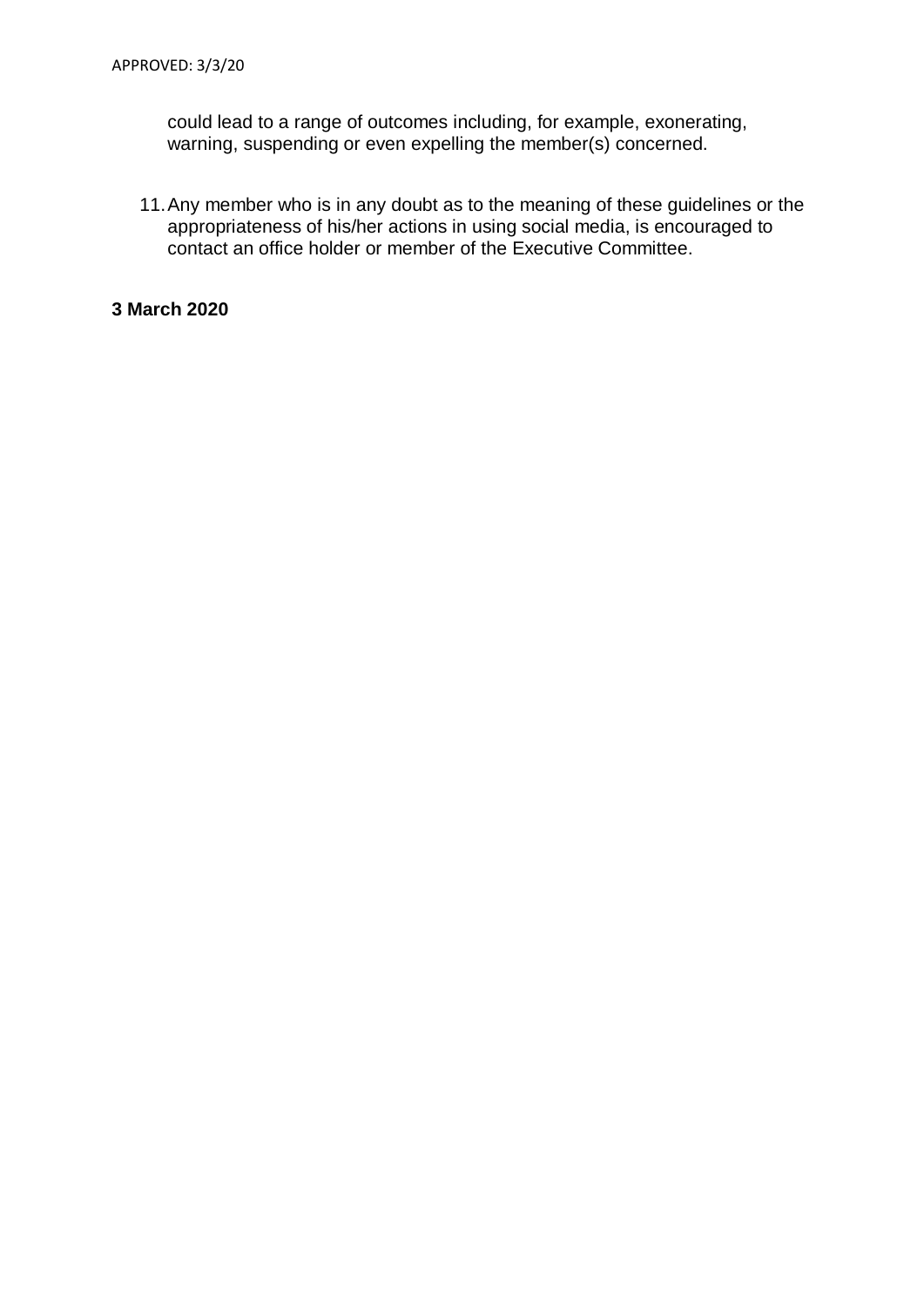could lead to a range of outcomes including, for example, exonerating, warning, suspending or even expelling the member(s) concerned.

11. Any member who is in any doubt as to the meaning of these guidelines or the appropriateness of his/her actions in using social media, is encouraged to contact an office holder or member of the Executive Committee.

**3 March 2020**